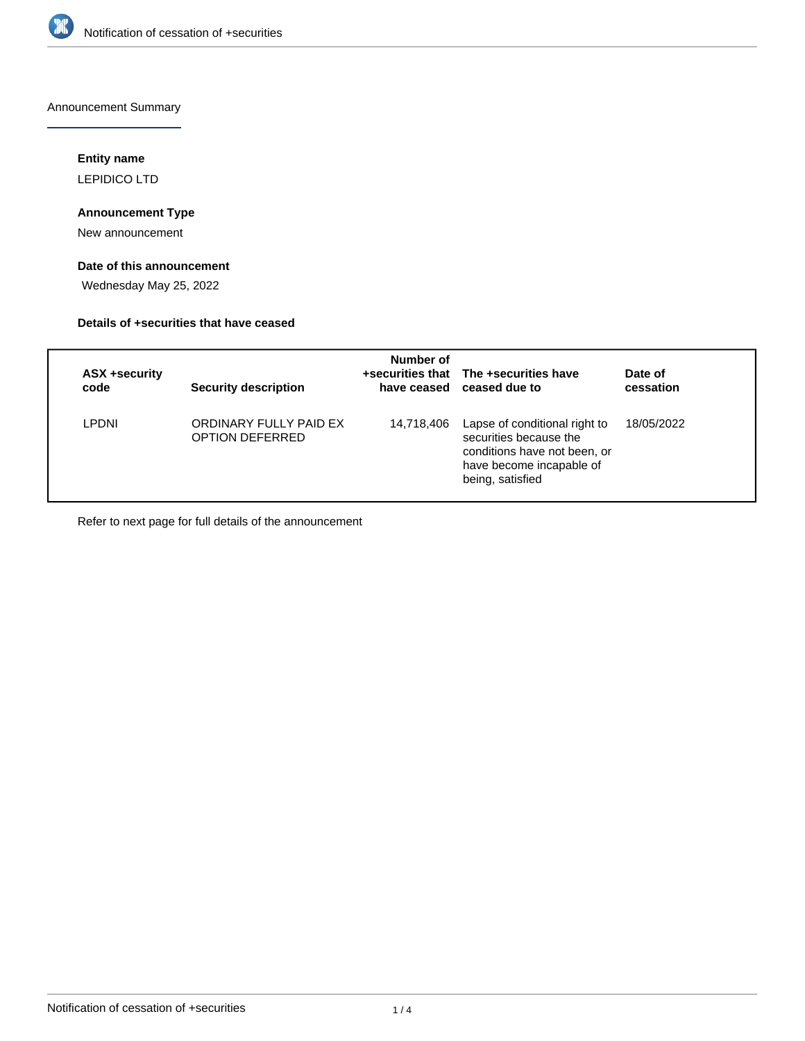Announcement Summary

**Entity name**

LEPIDICO LTD

**Announcement Type**

New announcement

**Date of this announcement**

Wednesday May 25, 2022

**Details of +securities that have ceased**

| ASX +security code | Security description | Number of +securities that have ceased | The +securities have ceased due to | Date of cessation |
|---|---|---|---|---|
| LPDNI | ORDINARY FULLY PAID EX OPTION DEFERRED | 14,718,406 | Lapse of conditional right to securities because the conditions have not been, or have become incapable of being, satisfied | 18/05/2022 |

Refer to next page for full details of the announcement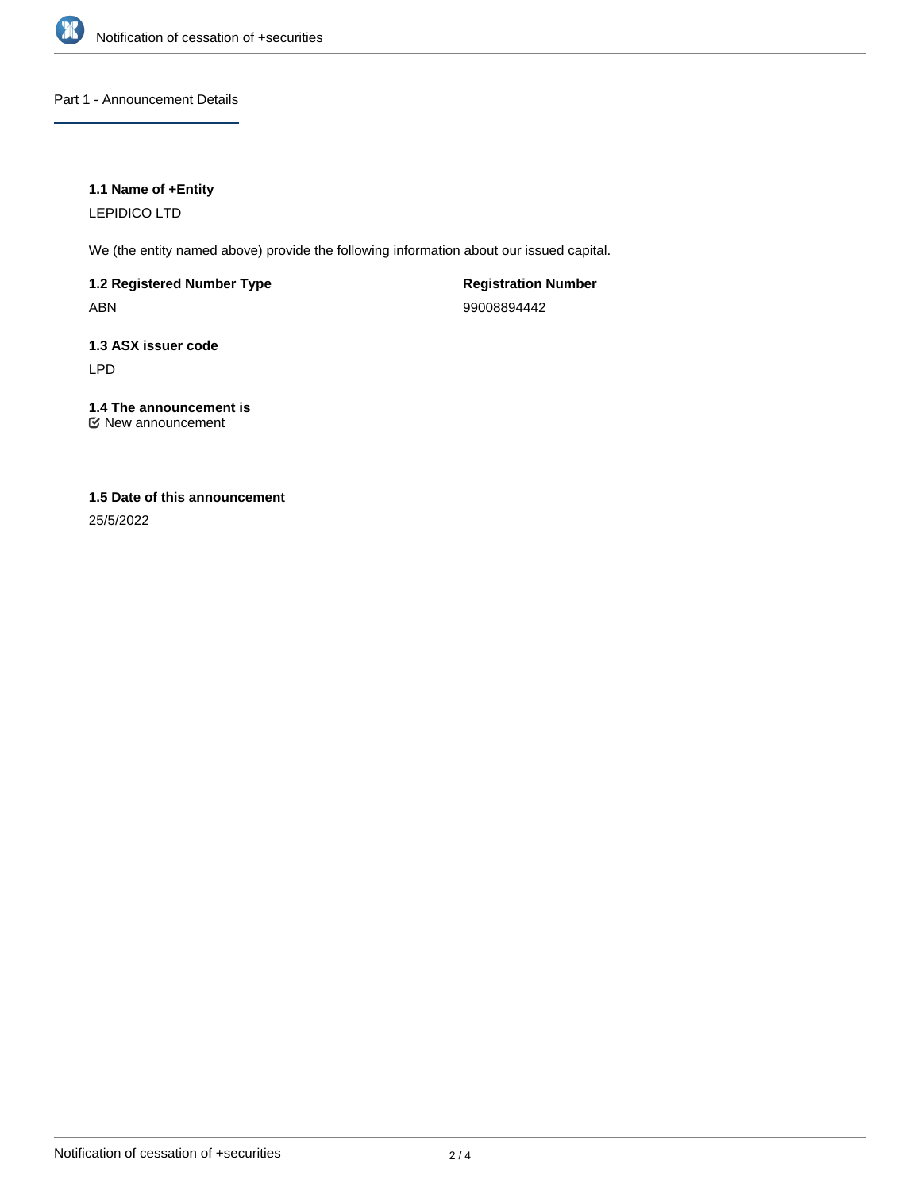## Part 1 - Announcement Details

### 1.1 Name of +Entity

LEPIDICO LTD

We (the entity named above) provide the following information about our issued capital.

**1.2 Registered Number Type**

ABN

**Registration Number**

99008894442

### 1.3 ASX issuer code

LPD

### 1.4 The announcement is

New announcement

### 1.5 Date of this announcement

25/5/2022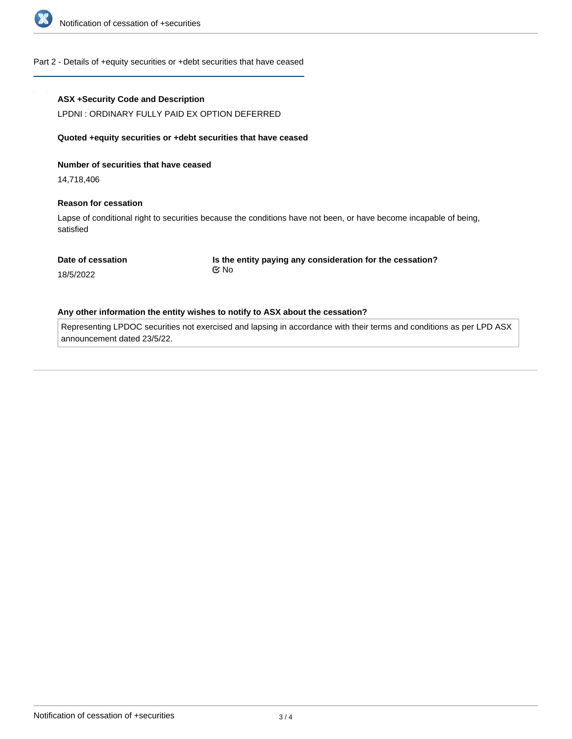## Part 2 - Details of +equity securities or +debt securities that have ceased

**ASX +Security Code and Description**

LPDNI : ORDINARY FULLY PAID EX OPTION DEFERRED

**Quoted +equity securities or +debt securities that have ceased**

**Number of securities that have ceased**

14,718,406

**Reason for cessation**

Lapse of conditional right to securities because the conditions have not been, or have become incapable of being, satisfied

**Date of cessation**

18/5/2022

**Is the entity paying any consideration for the cessation?**

No

**Any other information the entity wishes to notify to ASX about the cessation?**

Representing LPDOC securities not exercised and lapsing in accordance with their terms and conditions as per LPD ASX announcement dated 23/5/22.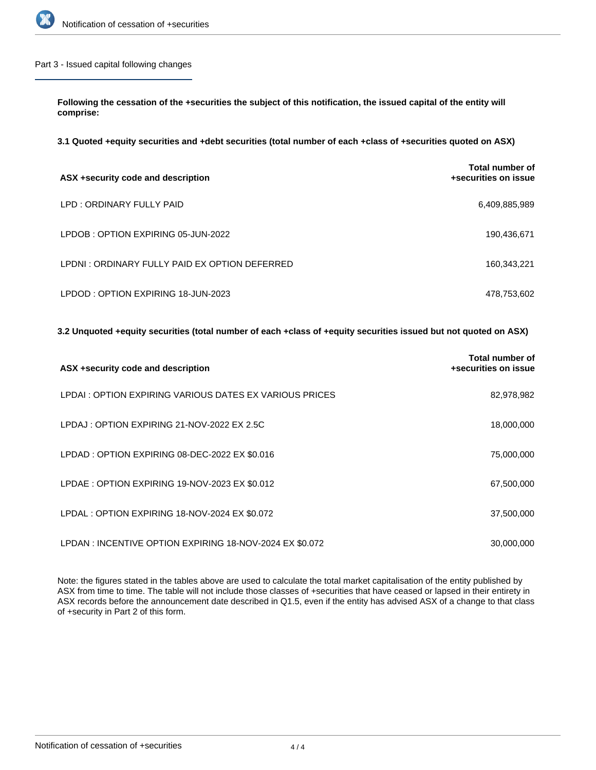## Part 3 - Issued capital following changes

**Following the cessation of the +securities the subject of this notification, the issued capital of the entity will comprise:**

**3.1 Quoted +equity securities and +debt securities (total number of each +class of +securities quoted on ASX)**

| ASX +security code and description | Total number of +securities on issue |
|---|---|
| LPD : ORDINARY FULLY PAID | 6,409,885,989 |
| LPDOB : OPTION EXPIRING 05-JUN-2022 | 190,436,671 |
| LPDNI : ORDINARY FULLY PAID EX OPTION DEFERRED | 160,343,221 |
| LPDOD : OPTION EXPIRING 18-JUN-2023 | 478,753,602 |

**3.2 Unquoted +equity securities (total number of each +class of +equity securities issued but not quoted on ASX)**

| ASX +security code and description | Total number of +securities on issue |
|---|---|
| LPDAI : OPTION EXPIRING VARIOUS DATES EX VARIOUS PRICES | 82,978,982 |
| LPDAJ : OPTION EXPIRING 21-NOV-2022 EX 2.5C | 18,000,000 |
| LPDAD : OPTION EXPIRING 08-DEC-2022 EX $0.016 | 75,000,000 |
| LPDAE : OPTION EXPIRING 19-NOV-2023 EX $0.012 | 67,500,000 |
| LPDAL : OPTION EXPIRING 18-NOV-2024 EX $0.072 | 37,500,000 |
| LPDAN : INCENTIVE OPTION EXPIRING 18-NOV-2024 EX $0.072 | 30,000,000 |

Note: the figures stated in the tables above are used to calculate the total market capitalisation of the entity published by ASX from time to time. The table will not include those classes of +securities that have ceased or lapsed in their entirety in ASX records before the announcement date described in Q1.5, even if the entity has advised ASX of a change to that class of +security in Part 2 of this form.